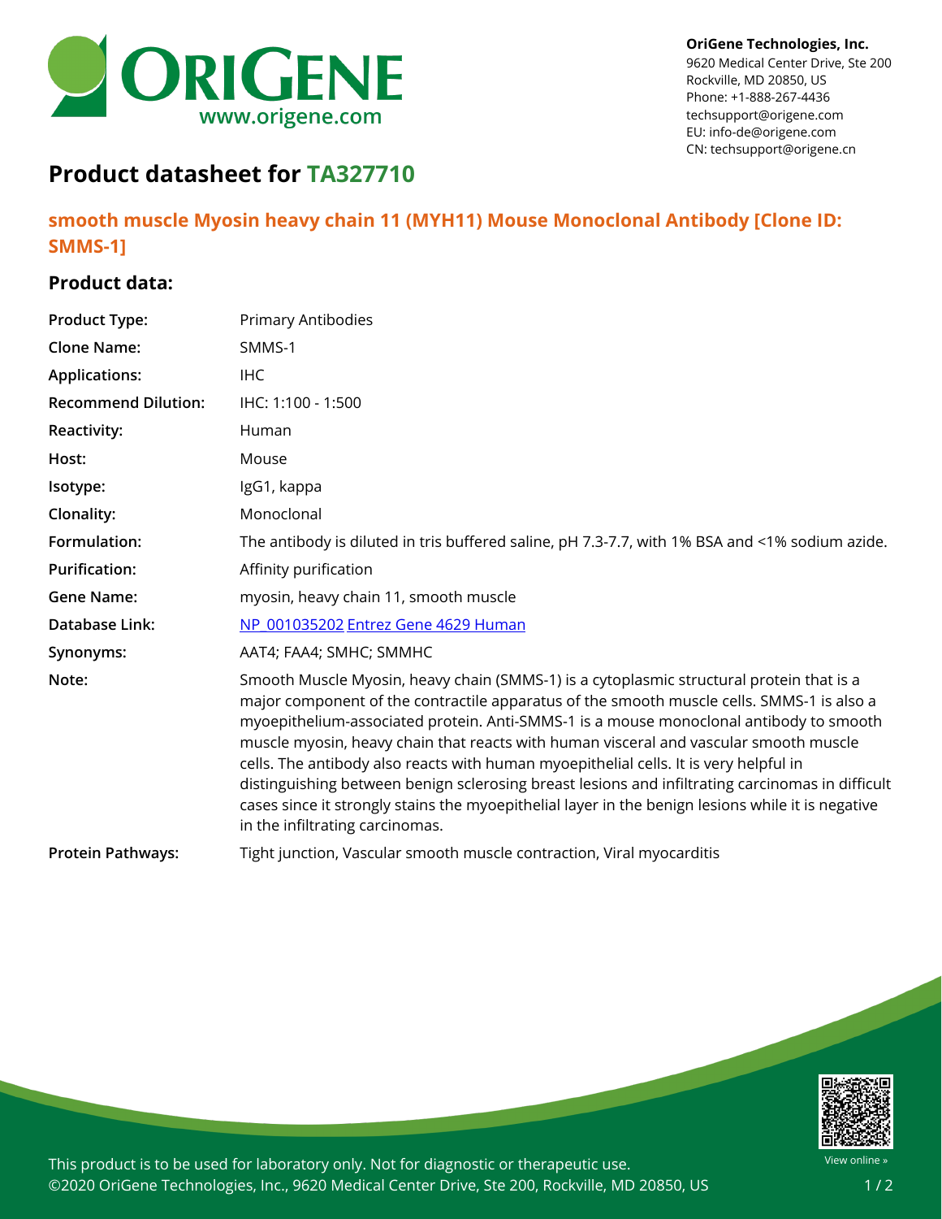**OriGene Technologies, Inc.**
9620 Medical Center Drive, Ste 200
Rockville, MD 20850, US
Phone: +1-888-267-4436
techsupport@origene.com
EU: info-de@origene.com
CN: techsupport@origene.cn

# Product datasheet for TA327710

## smooth muscle Myosin heavy chain 11 (MYH11) Mouse Monoclonal Antibody [Clone ID: SMMS-1]

### Product data:

| | |
|---|---|
| **Product Type:** | Primary Antibodies |
| **Clone Name:** | SMMS-1 |
| **Applications:** | IHC |
| **Recommend Dilution:** | IHC: 1:100 - 1:500 |
| **Reactivity:** | Human |
| **Host:** | Mouse |
| **Isotype:** | IgG1, kappa |
| **Clonality:** | Monoclonal |
| **Formulation:** | The antibody is diluted in tris buffered saline, pH 7.3-7.7, with 1% BSA and <1% sodium azide. |
| **Purification:** | Affinity purification |
| **Gene Name:** | myosin, heavy chain 11, smooth muscle |
| **Database Link:** | NP_001035202 Entrez Gene 4629 Human |
| **Synonyms:** | AAT4; FAA4; SMHC; SMMHC |
| **Note:** | Smooth Muscle Myosin, heavy chain (SMMS-1) is a cytoplasmic structural protein that is a major component of the contractile apparatus of the smooth muscle cells. SMMS-1 is also a myoepithelium-associated protein. Anti-SMMS-1 is a mouse monoclonal antibody to smooth muscle myosin, heavy chain that reacts with human visceral and vascular smooth muscle cells. The antibody also reacts with human myoepithelial cells. It is very helpful in distinguishing between benign sclerosing breast lesions and infiltrating carcinomas in difficult cases since it strongly stains the myoepithelial layer in the benign lesions while it is negative in the infiltrating carcinomas. |
| **Protein Pathways:** | Tight junction, Vascular smooth muscle contraction, Viral myocarditis |

This product is to be used for laboratory only. Not for diagnostic or therapeutic use.
©2020 OriGene Technologies, Inc., 9620 Medical Center Drive, Ste 200, Rockville, MD 20850, US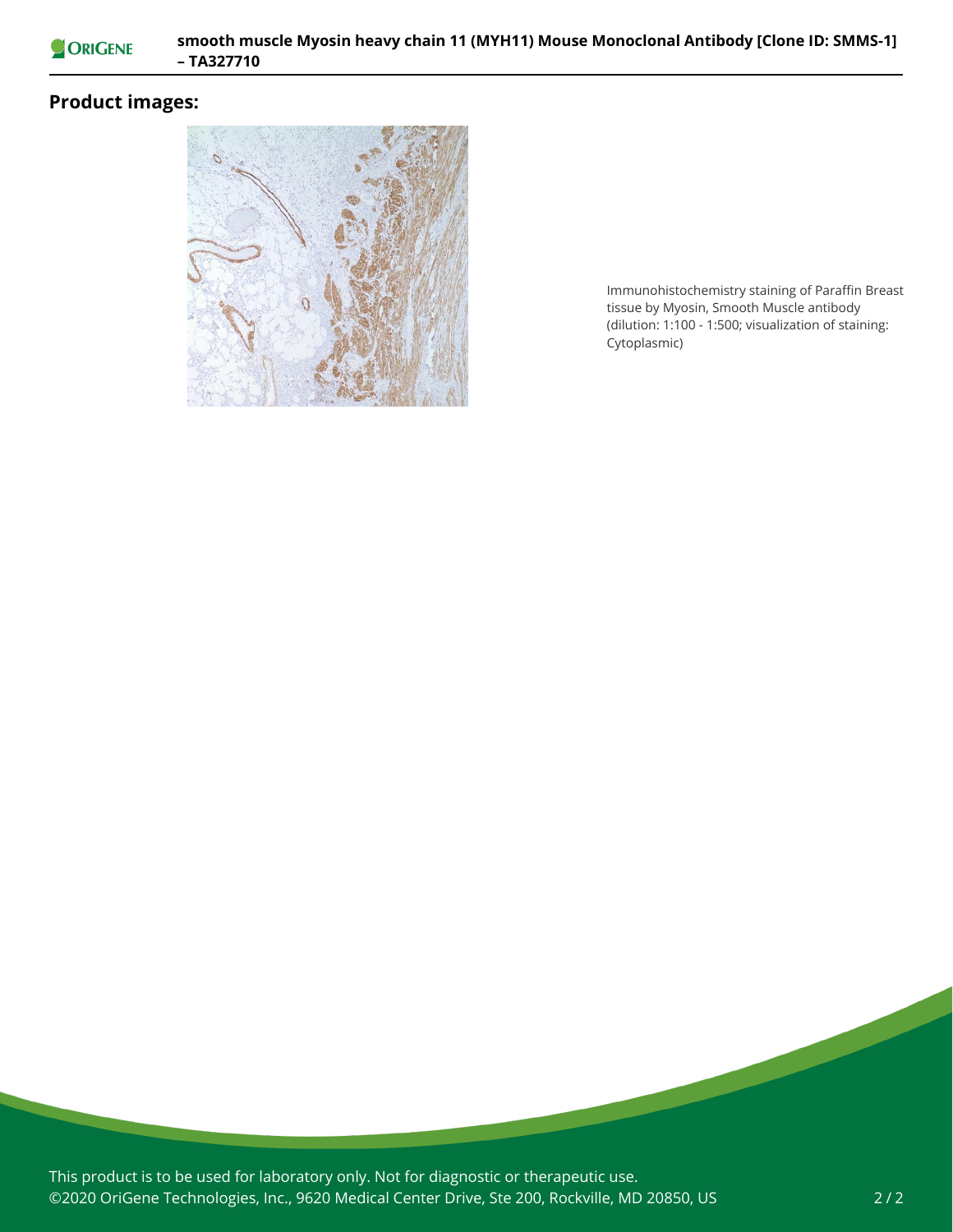## Product images:

Immunohistochemistry staining of Paraffin Breast tissue by Myosin, Smooth Muscle antibody (dilution: 1:100 - 1:500; visualization of staining: Cytoplasmic)

This product is to be used for laboratory only. Not for diagnostic or therapeutic use.
©2020 OriGene Technologies, Inc., 9620 Medical Center Drive, Ste 200, Rockville, MD 20850, US